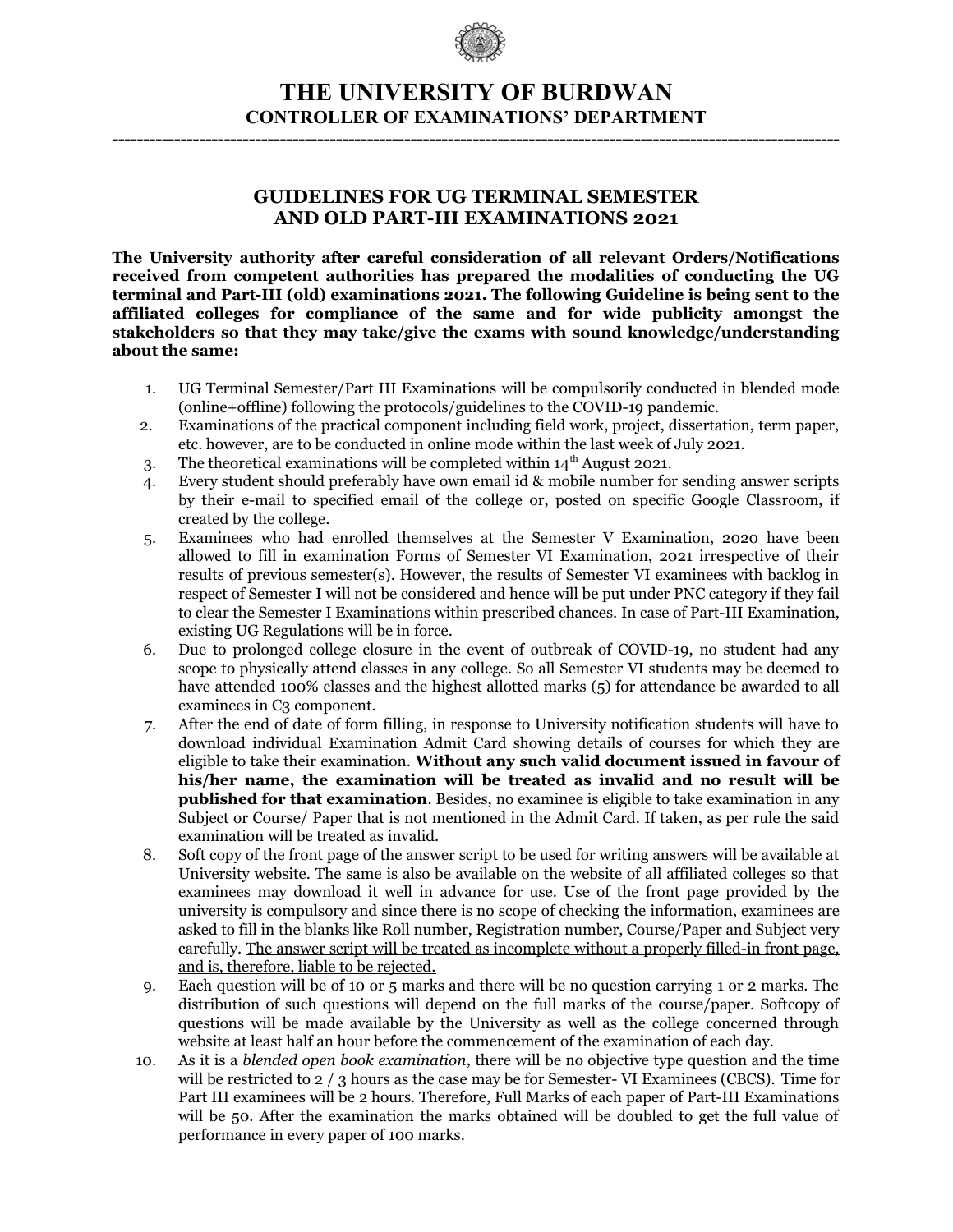# THE UNIVERSITY OF BURDWAN

## CONTROLLER OF EXAMINATIONS' DEPARTMENT

---

### GUIDELINES FOR UG TERMINAL SEMESTER AND OLD PART-III EXAMINATIONS 2021

**The University authority after careful consideration of all relevant Orders/Notifications received from competent authorities has prepared the modalities of conducting the UG terminal and Part-III (old) examinations 2021. The following Guideline is being sent to the affiliated colleges for compliance of the same and for wide publicity amongst the stakeholders so that they may take/give the exams with sound knowledge/understanding about the same:**

1. UG Terminal Semester/Part III Examinations will be compulsorily conducted in blended mode (online+offline) following the protocols/guidelines to the COVID-19 pandemic.
2. Examinations of the practical component including field work, project, dissertation, term paper, etc. however, are to be conducted in online mode within the last week of July 2021.
3. The theoretical examinations will be completed within 14th August 2021.
4. Every student should preferably have own email id & mobile number for sending answer scripts by their e-mail to specified email of the college or, posted on specific Google Classroom, if created by the college.
5. Examinees who had enrolled themselves at the Semester V Examination, 2020 have been allowed to fill in examination Forms of Semester VI Examination, 2021 irrespective of their results of previous semester(s). However, the results of Semester VI examinees with backlog in respect of Semester I will not be considered and hence will be put under PNC category if they fail to clear the Semester I Examinations within prescribed chances. In case of Part-III Examination, existing UG Regulations will be in force.
6. Due to prolonged college closure in the event of outbreak of COVID-19, no student had any scope to physically attend classes in any college. So all Semester VI students may be deemed to have attended 100% classes and the highest allotted marks (5) for attendance be awarded to all examinees in C3 component.
7. After the end of date of form filling, in response to University notification students will have to download individual Examination Admit Card showing details of courses for which they are eligible to take their examination. **Without any such valid document issued in favour of his/her name, the examination will be treated as invalid and no result will be published for that examination**. Besides, no examinee is eligible to take examination in any Subject or Course/ Paper that is not mentioned in the Admit Card. If taken, as per rule the said examination will be treated as invalid.
8. Soft copy of the front page of the answer script to be used for writing answers will be available at University website. The same is also be available on the website of all affiliated colleges so that examinees may download it well in advance for use. Use of the front page provided by the university is compulsory and since there is no scope of checking the information, examinees are asked to fill in the blanks like Roll number, Registration number, Course/Paper and Subject very carefully. <u>The answer script will be treated as incomplete without a properly filled-in front page, and is, therefore, liable to be rejected.</u>
9. Each question will be of 10 or 5 marks and there will be no question carrying 1 or 2 marks. The distribution of such questions will depend on the full marks of the course/paper. Softcopy of questions will be made available by the University as well as the college concerned through website at least half an hour before the commencement of the examination of each day.
10. As it is a *blended open book examination*, there will be no objective type question and the time will be restricted to 2 / 3 hours as the case may be for Semester- VI Examinees (CBCS). Time for Part III examinees will be 2 hours. Therefore, Full Marks of each paper of Part-III Examinations will be 50. After the examination the marks obtained will be doubled to get the full value of performance in every paper of 100 marks.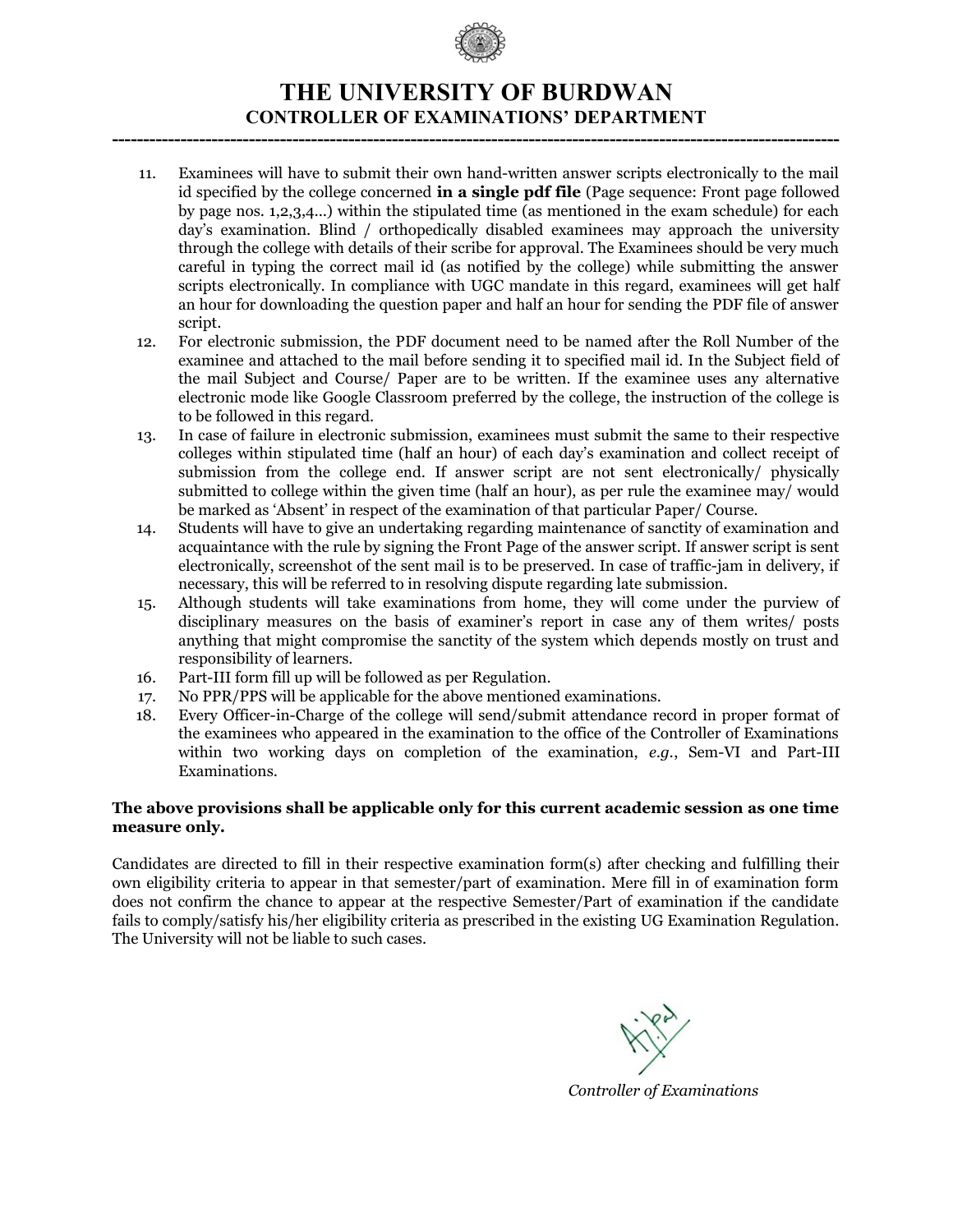# THE UNIVERSITY OF BURDWAN

## CONTROLLER OF EXAMINATIONS' DEPARTMENT

---

11. Examinees will have to submit their own hand-written answer scripts electronically to the mail id specified by the college concerned **in a single pdf file** (Page sequence: Front page followed by page nos. 1,2,3,4...) within the stipulated time (as mentioned in the exam schedule) for each day's examination. Blind / orthopedically disabled examinees may approach the university through the college with details of their scribe for approval. The Examinees should be very much careful in typing the correct mail id (as notified by the college) while submitting the answer scripts electronically. In compliance with UGC mandate in this regard, examinees will get half an hour for downloading the question paper and half an hour for sending the PDF file of answer script.
12. For electronic submission, the PDF document need to be named after the Roll Number of the examinee and attached to the mail before sending it to specified mail id. In the Subject field of the mail Subject and Course/ Paper are to be written. If the examinee uses any alternative electronic mode like Google Classroom preferred by the college, the instruction of the college is to be followed in this regard.
13. In case of failure in electronic submission, examinees must submit the same to their respective colleges within stipulated time (half an hour) of each day's examination and collect receipt of submission from the college end. If answer script are not sent electronically/ physically submitted to college within the given time (half an hour), as per rule the examinee may/ would be marked as 'Absent' in respect of the examination of that particular Paper/ Course.
14. Students will have to give an undertaking regarding maintenance of sanctity of examination and acquaintance with the rule by signing the Front Page of the answer script. If answer script is sent electronically, screenshot of the sent mail is to be preserved. In case of traffic-jam in delivery, if necessary, this will be referred to in resolving dispute regarding late submission.
15. Although students will take examinations from home, they will come under the purview of disciplinary measures on the basis of examiner's report in case any of them writes/ posts anything that might compromise the sanctity of the system which depends mostly on trust and responsibility of learners.
16. Part-III form fill up will be followed as per Regulation.
17. No PPR/PPS will be applicable for the above mentioned examinations.
18. Every Officer-in-Charge of the college will send/submit attendance record in proper format of the examinees who appeared in the examination to the office of the Controller of Examinations within two working days on completion of the examination, *e.g.*, Sem-VI and Part-III Examinations.

**The above provisions shall be applicable only for this current academic session as one time measure only.**

Candidates are directed to fill in their respective examination form(s) after checking and fulfilling their own eligibility criteria to appear in that semester/part of examination. Mere fill in of examination form does not confirm the chance to appear at the respective Semester/Part of examination if the candidate fails to comply/satisfy his/her eligibility criteria as prescribed in the existing UG Examination Regulation. The University will not be liable to such cases.

*Controller of Examinations*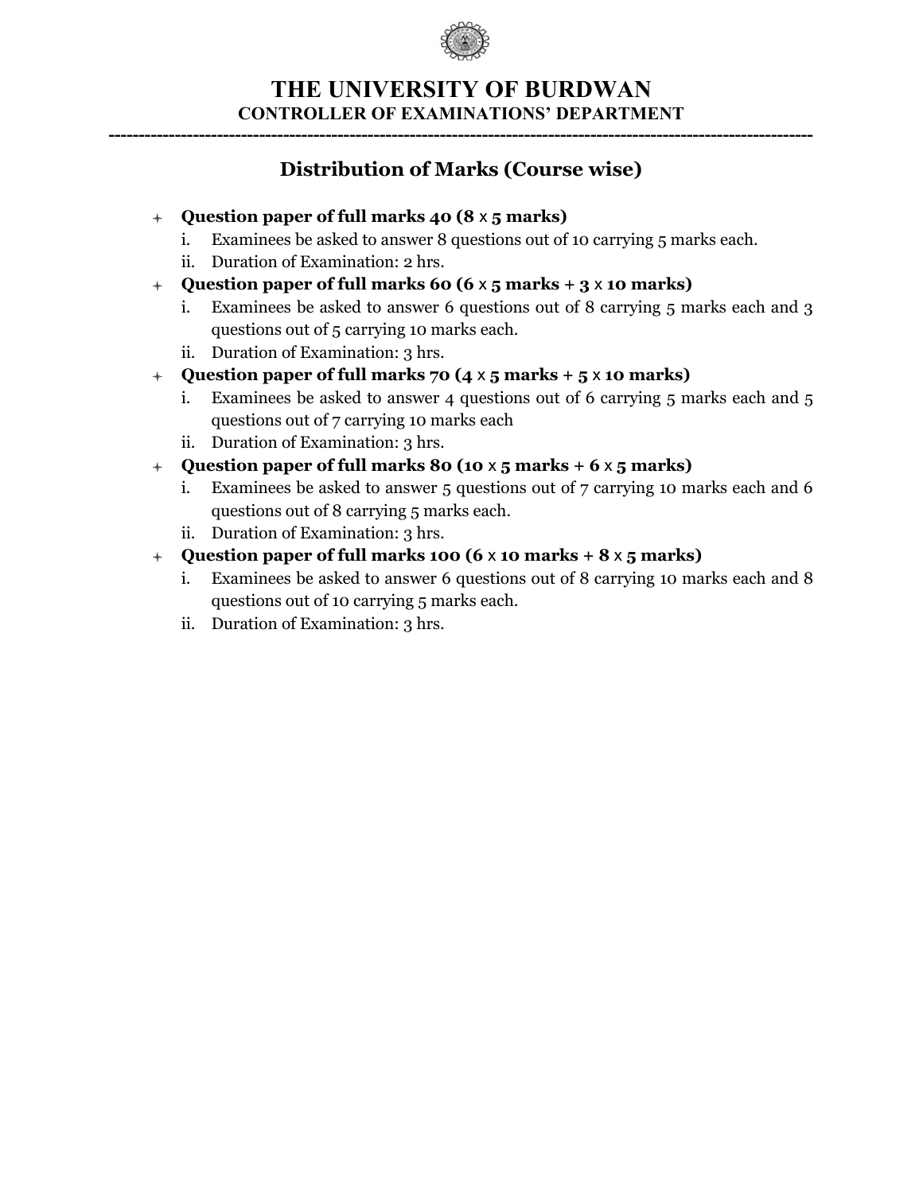# THE UNIVERSITY OF BURDWAN

## CONTROLLER OF EXAMINATIONS' DEPARTMENT

---

### Distribution of Marks (Course wise)

- **Question paper of full marks 40 (8 x 5 marks)**
  i. Examinees be asked to answer 8 questions out of 10 carrying 5 marks each.
  ii. Duration of Examination: 2 hrs.
- **Question paper of full marks 60 (6 x 5 marks + 3 x 10 marks)**
  i. Examinees be asked to answer 6 questions out of 8 carrying 5 marks each and 3 questions out of 5 carrying 10 marks each.
  ii. Duration of Examination: 3 hrs.
- **Question paper of full marks 70 (4 x 5 marks + 5 x 10 marks)**
  i. Examinees be asked to answer 4 questions out of 6 carrying 5 marks each and 5 questions out of 7 carrying 10 marks each
  ii. Duration of Examination: 3 hrs.
- **Question paper of full marks 80 (10 x 5 marks + 6 x 5 marks)**
  i. Examinees be asked to answer 5 questions out of 7 carrying 10 marks each and 6 questions out of 8 carrying 5 marks each.
  ii. Duration of Examination: 3 hrs.
- **Question paper of full marks 100 (6 x 10 marks + 8 x 5 marks)**
  i. Examinees be asked to answer 6 questions out of 8 carrying 10 marks each and 8 questions out of 10 carrying 5 marks each.
  ii. Duration of Examination: 3 hrs.